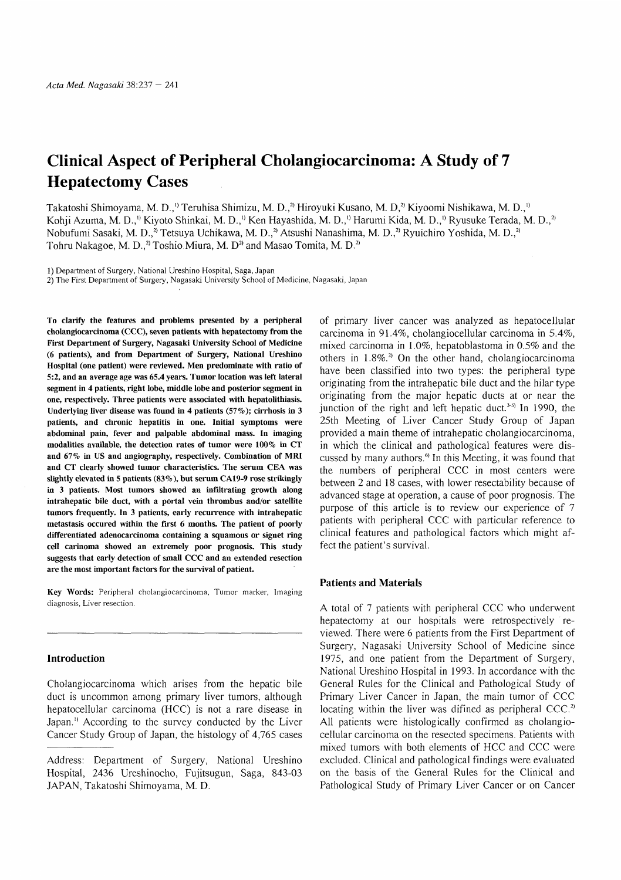# Clinical Aspect of Peripheral Cholangiocarcinoma: A Study of 7 Hepatectomy Cases

Takatoshi Shimoyama, M. D.,[1] Teruhisa Shimizu, M. D.,[2] Hiroyuki Kusano, M. D,[2] Kiyoomi Nishikawa, M. D.,[1] Kohji Azuma, M. D.,[1] Kiyoto Shinkai, M. D.,[1] Ken Hayashida, M. D.,[1] Harumi Kida, M. D.,[1] Ryusuke Terada, M. D.,[2] Nobufumi Sasaki, M. D.,[2] Tetsuya Uchikawa, M. D.,[2] Atsushi Nanashima, M. D.,[2] Ryuichiro Yoshida, M. D.,[2] Tohru Nakagoe, M. D.,[2] Toshio Miura, M. D[2] and Masao Tomita, M. D.[2]

1) Department of Surgery, National Ureshino Hospital, Saga, Japan
2) The First Department of Surgery, Nagasaki University School of Medicine, Nagasaki, Japan

**To clarify the features and problems presented by a peripheral cholangiocarcinoma (CCC), seven patients with hepatectomy from the First Department of Surgery, Nagasaki University School of Medicine (6 patients), and from Department of Surgery, National Ureshino Hospital (one patient) were reviewed. Men predominate with ratio of 5:2, and an average age was 65.4 years. Tumor location was left lateral segment in 4 patients, right lobe, middle lobe and posterior segment in one, respectively. Three patients were associated with hepatolithiasis. Underlying liver disease was found in 4 patients (57%); cirrhosis in 3 patients, and chronic hepatitis in one. Initial symptoms were abdominal pain, fever and palpable abdominal mass. In imaging modalities available, the detection rates of tumor were 100% in CT and 67% in US and angiography, respectively. Combination of MRI and CT clearly showed tumor characteristics. The serum CEA was slightly elevated in 5 patients (83%), but serum CA19-9 rose strikingly in 3 patients. Most tumors showed an infiltrating growth along intrahepatic bile duct, with a portal vein thrombus and/or satellite tumors frequently. In 3 patients, early recurrence with intrahepatic metastasis occured within the first 6 months. The patient of poorly differentiated adenocarcinoma containing a squamous or signet ring cell carinoma showed an extremely poor prognosis. This study suggests that early detection of small CCC and an extended resection are the most important factors for the survival of patient.**

**Key Words:** Peripheral cholangiocarcinoma, Tumor marker, Imaging diagnosis, Liver resection.

## Introduction

Cholangiocarcinoma which arises from the hepatic bile duct is uncommon among primary liver tumors, although hepatocellular carcinoma (HCC) is not a rare disease in Japan.[1] According to the survey conducted by the Liver Cancer Study Group of Japan, the histology of 4,765 cases of primary liver cancer was analyzed as hepatocellular carcinoma in 91.4%, cholangiocellular carcinoma in 5.4%, mixed carcinoma in 1.0%, hepatoblastoma in 0.5% and the others in 1.8%.[2] On the other hand, cholangiocarcinoma have been classified into two types: the peripheral type originating from the intrahepatic bile duct and the hilar type originating from the major hepatic ducts at or near the junction of the right and left hepatic duct.[3-5] In 1990, the 25th Meeting of Liver Cancer Study Group of Japan provided a main theme of intrahepatic cholangiocarcinoma, in which the clinical and pathological features were discussed by many authors.[6] In this Meeting, it was found that the numbers of peripheral CCC in most centers were between 2 and 18 cases, with lower resectability because of advanced stage at operation, a cause of poor prognosis. The purpose of this article is to review our experience of 7 patients with peripheral CCC with particular reference to clinical features and pathological factors which might affect the patient's survival.

## Patients and Materials

A total of 7 patients with peripheral CCC who underwent hepatectomy at our hospitals were retrospectively reviewed. There were 6 patients from the First Department of Surgery, Nagasaki University School of Medicine since 1975, and one patient from the Department of Surgery, National Ureshino Hospital in 1993. In accordance with the General Rules for the Clinical and Pathological Study of Primary Liver Cancer in Japan, the main tumor of CCC locating within the liver was difined as peripheral CCC.[2] All patients were histologically confirmed as cholangiocellular carcinoma on the resected specimens. Patients with mixed tumors with both elements of HCC and CCC were excluded. Clinical and pathological findings were evaluated on the basis of the General Rules for the Clinical and Pathological Study of Primary Liver Cancer or on Cancer

Address: Department of Surgery, National Ureshino Hospital, 2436 Ureshinocho, Fujitsugun, Saga, 843-03 JAPAN, Takatoshi Shimoyama, M. D.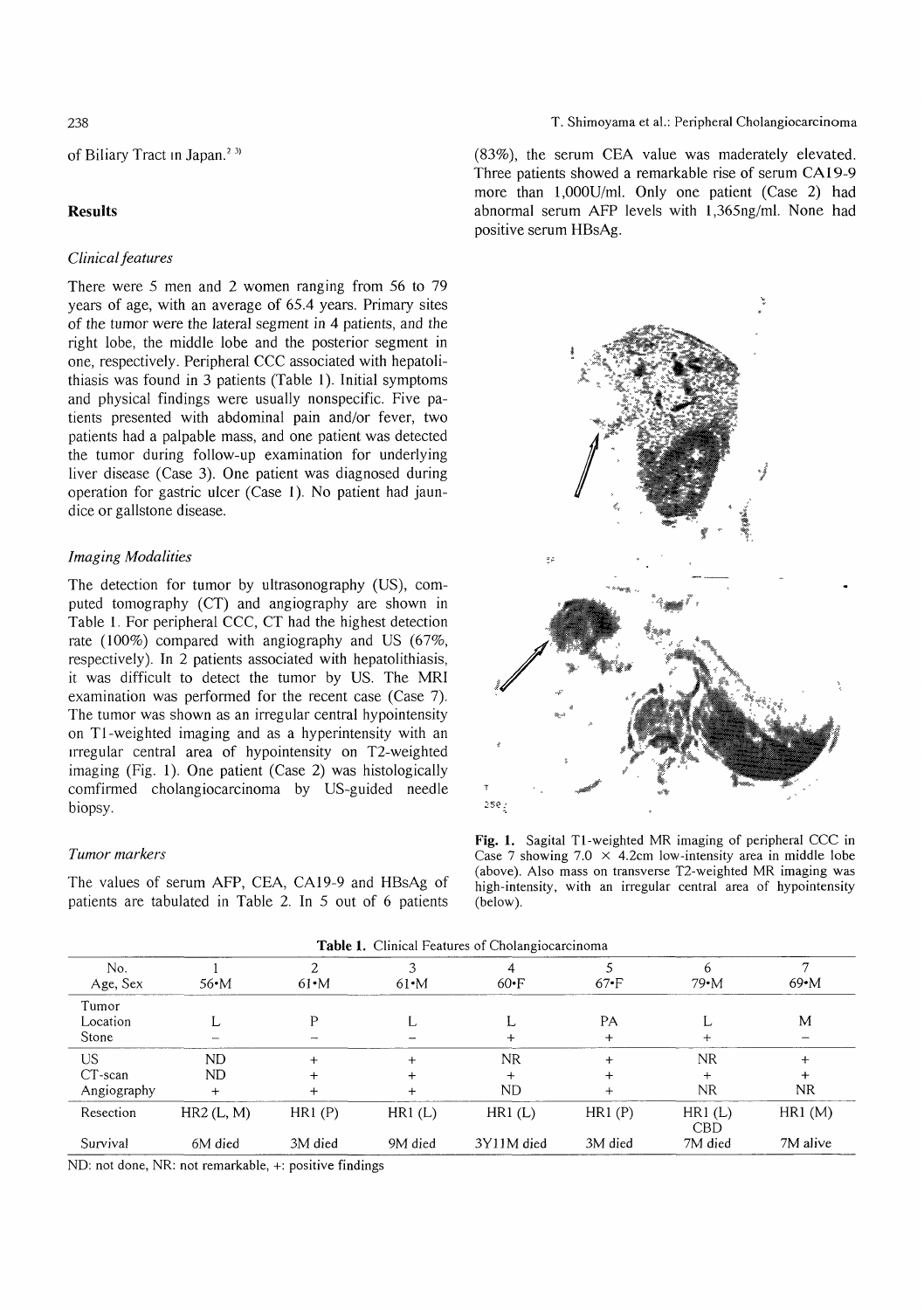of Biliary Tract in Japan.[2,3]

## Results

### *Clinical features*

There were 5 men and 2 women ranging from 56 to 79 years of age, with an average of 65.4 years. Primary sites of the tumor were the lateral segment in 4 patients, and the right lobe, the middle lobe and the posterior segment in one, respectively. Peripheral CCC associated with hepatolithiasis was found in 3 patients (Table 1). Initial symptoms and physical findings were usually nonspecific. Five patients presented with abdominal pain and/or fever, two patients had a palpable mass, and one patient was detected the tumor during follow-up examination for underlying liver disease (Case 3). One patient was diagnosed during operation for gastric ulcer (Case 1). No patient had jaundice or gallstone disease.

### *Imaging Modalities*

The detection for tumor by ultrasonography (US), computed tomography (CT) and angiography are shown in Table 1. For peripheral CCC, CT had the highest detection rate (100%) compared with angiography and US (67%, respectively). In 2 patients associated with hepatolithiasis, it was difficult to detect the tumor by US. The MRI examination was performed for the recent case (Case 7). The tumor was shown as an irregular central hypointensity on T1-weighted imaging and as a hyperintensity with an irregular central area of hypointensity on T2-weighted imaging (Fig. 1). One patient (Case 2) was histologically comfirmed cholangiocarcinoma by US-guided needle biopsy.

### *Tumor markers*

The values of serum AFP, CEA, CA19-9 and HBsAg of patients are tabulated in Table 2. In 5 out of 6 patients (83%), the serum CEA value was maderately elevated. Three patients showed a remarkable rise of serum CA19-9 more than 1,000U/ml. Only one patient (Case 2) had abnormal serum AFP levels with 1,365ng/ml. None had positive serum HBsAg.

**Fig. 1.** Sagital T1-weighted MR imaging of peripheral CCC in Case 7 showing 7.0 × 4.2cm low-intensity area in middle lobe (above). Also mass on transverse T2-weighted MR imaging was high-intensity, with an irregular central area of hypointensity (below).

**Table 1.** Clinical Features of Cholangiocarcinoma

| No. | 1 | 2 | 3 | 4 | 5 | 6 | 7 |
|---|---|---|---|---|---|---|---|
| Age, Sex | 56•M | 61•M | 61•M | 60•F | 67•F | 79•M | 69•M |
| Tumor | | | | | | | |
| Location | L | P | L | L | PA | L | M |
| Stone | – | – | – | + | + | + | – |
| US | ND | + | + | NR | + | NR | + |
| CT-scan | ND | + | + | + | + | + | + |
| Angiography | + | + | + | ND | + | NR | NR |
| Resection | HR2 (L, M) | HR1 (P) | HR1 (L) | HR1 (L) | HR1 (P) | HR1 (L) CBD | HR1 (M) |
| Survival | 6M died | 3M died | 9M died | 3Y11M died | 3M died | 7M died | 7M alive |

ND: not done, NR: not remarkable, +: positive findings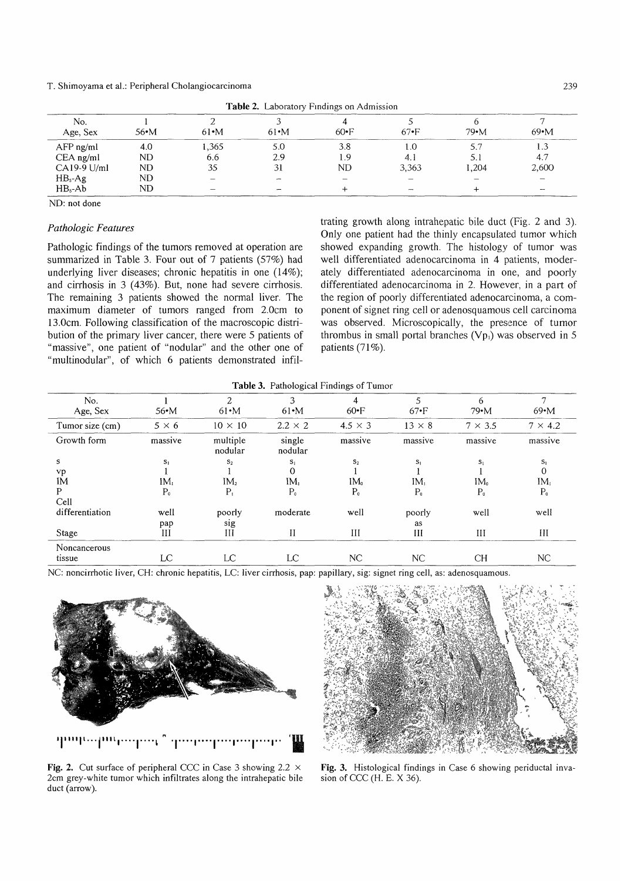**Table 2.** Laboratory Findings on Admission

| No. | 1 | 2 | 3 | 4 | 5 | 6 | 7 |
|---|---|---|---|---|---|---|---|
| Age, Sex | 56•M | 61•M | 61•M | 60•F | 67•F | 79•M | 69•M |
| AFP ng/ml | 4.0 | 1,365 | 5.0 | 3.8 | 1.0 | 5.7 | 1.3 |
| CEA ng/ml | ND | 6.6 | 2.9 | 1.9 | 4.1 | 5.1 | 4.7 |
| CA19-9 U/ml | ND | 35 | 31 | ND | 3,363 | 1,204 | 2,600 |
| $HB_s$-Ag | ND | − | − | − | − | − | − |
| $HB_s$-Ab | ND | − | − | + | − | + | − |

ND: not done

### *Pathologic Features*

Pathologic findings of the tumors removed at operation are summarized in Table 3. Four out of 7 patients (57%) had underlying liver diseases; chronic hepatitis in one (14%); and cirrhosis in 3 (43%). But, none had severe cirrhosis. The remaining 3 patients showed the normal liver. The maximum diameter of tumors ranged from 2.0cm to 13.0cm. Following classification of the macroscopic distribution of the primary liver cancer, there were 5 patients of "massive", one patient of "nodular" and the other one of "multinodular", of which 6 patients demonstrated infiltrating growth along intrahepatic bile duct (Fig. 2 and 3). Only one patient had the thinly encapsulated tumor which showed expanding growth. The histology of tumor was well differentiated adenocarcinoma in 4 patients, moderately differentiated adenocarcinoma in one, and poorly differentiated adenocarcinoma in 2. However, in a part of the region of poorly differentiated adenocarcinoma, a component of signet ring cell or adenosquamous cell carcinoma was observed. Microscopically, the presence of tumor thrombus in small portal branches ($Vp_1$) was observed in 5 patients (71%).

**Table 3.** Pathological Findings of Tumor

| No. | 1 | 2 | 3 | 4 | 5 | 6 | 7 |
|---|---|---|---|---|---|---|---|
| Age, Sex | 56•M | 61•M | 61•M | 60•F | 67•F | 79•M | 69•M |
| Tumor size (cm) | 5 × 6 | 10 × 10 | 2.2 × 2 | 4.5 × 3 | 13 × 8 | 7 × 3.5 | 7 × 4.2 |
| Growth form | massive | multiple nodular | single nodular | massive | massive | massive | massive |
| s | $s_1$ | $s_2$ | $s_1$ | $s_2$ | $s_1$ | $s_1$ | $s_1$ |
| vp | 1 | 1 | 0 | 1 | 1 | 1 | 0 |
| IM | $IM_1$ | $IM_2$ | $IM_1$ | $IM_0$ | $IM_1$ | $IM_0$ | $IM_1$ |
| P | $P_0$ | $P_1$ | $P_0$ | $P_0$ | $P_0$ | $P_0$ | $P_0$ |
| Cell differentiation | well pap | poorly sig | moderate | well | poorly as | well | well |
| Stage | III | III | II | III | III | III | III |
| Noncancerous tissue | LC | LC | LC | NC | NC | CH | NC |

NC: noncirrhotic liver, CH: chronic hepatitis, LC: liver cirrhosis, pap: papillary, sig: signet ring cell, as: adenosquamous.

**Fig. 2.** Cut surface of peripheral CCC in Case 3 showing 2.2 × 2cm grey-white tumor which infiltrates along the intrahepatic bile duct (arrow).

**Fig. 3.** Histological findings in Case 6 showing periductal invasion of CCC (H. E. X 36).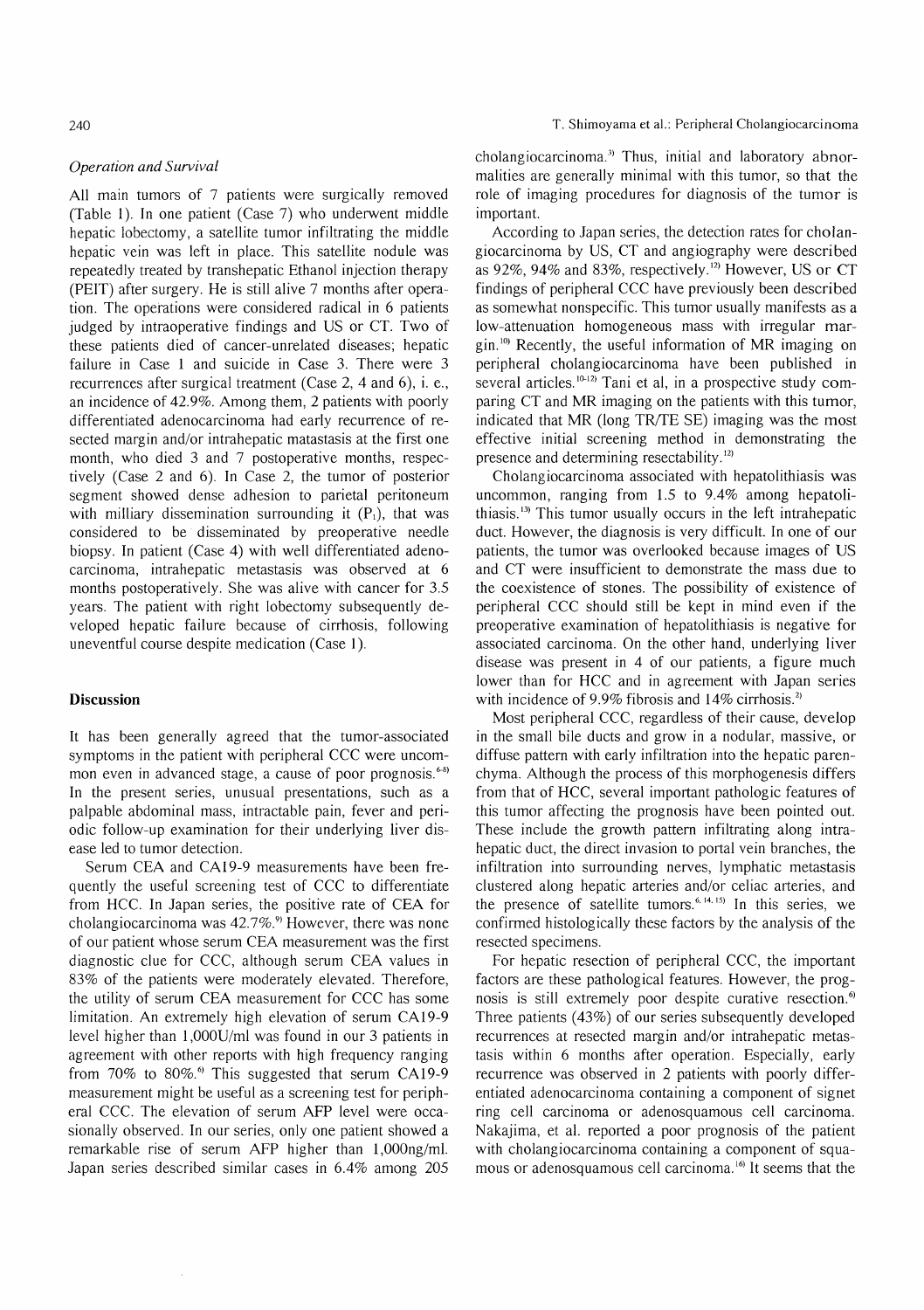*Operation and Survival*

All main tumors of 7 patients were surgically removed (Table 1). In one patient (Case 7) who underwent middle hepatic lobectomy, a satellite tumor infiltrating the middle hepatic vein was left in place. This satellite nodule was repeatedly treated by transhepatic Ethanol injection therapy (PEIT) after surgery. He is still alive 7 months after operation. The operations were considered radical in 6 patients judged by intraoperative findings and US or CT. Two of these patients died of cancer-unrelated diseases; hepatic failure in Case 1 and suicide in Case 3. There were 3 recurrences after surgical treatment (Case 2, 4 and 6), i. e., an incidence of 42.9%. Among them, 2 patients with poorly differentiated adenocarcinoma had early recurrence of resected margin and/or intrahepatic matastasis at the first one month, who died 3 and 7 postoperative months, respectively (Case 2 and 6). In Case 2, the tumor of posterior segment showed dense adhesion to parietal peritoneum with milliary dissemination surrounding it ($P_1$), that was considered to be disseminated by preoperative needle biopsy. In patient (Case 4) with well differentiated adenocarcinoma, intrahepatic metastasis was observed at 6 months postoperatively. She was alive with cancer for 3.5 years. The patient with right lobectomy subsequently developed hepatic failure because of cirrhosis, following uneventful course despite medication (Case 1).

## Discussion

It has been generally agreed that the tumor-associated symptoms in the patient with peripheral CCC were uncommon even in advanced stage, a cause of poor prognosis.[6-8] In the present series, unusual presentations, such as a palpable abdominal mass, intractable pain, fever and periodic follow-up examination for their underlying liver disease led to tumor detection.

Serum CEA and CA19-9 measurements have been frequently the useful screening test of CCC to differentiate from HCC. In Japan series, the positive rate of CEA for cholangiocarcinoma was 42.7%.[9] However, there was none of our patient whose serum CEA measurement was the first diagnostic clue for CCC, although serum CEA values in 83% of the patients were moderately elevated. Therefore, the utility of serum CEA measurement for CCC has some limitation. An extremely high elevation of serum CA19-9 level higher than 1,000U/ml was found in our 3 patients in agreement with other reports with high frequency ranging from 70% to 80%.[6] This suggested that serum CA19-9 measurement might be useful as a screening test for peripheral CCC. The elevation of serum AFP level were occasionally observed. In our series, only one patient showed a remarkable rise of serum AFP higher than 1,000ng/ml. Japan series described similar cases in 6.4% among 205 cholangiocarcinoma.[3] Thus, initial and laboratory abnormalities are generally minimal with this tumor, so that the role of imaging procedures for diagnosis of the tumor is important.

According to Japan series, the detection rates for cholangiocarcinoma by US, CT and angiography were described as 92%, 94% and 83%, respectively.[12] However, US or CT findings of peripheral CCC have previously been described as somewhat nonspecific. This tumor usually manifests as a low-attenuation homogeneous mass with irregular margin.[10] Recently, the useful information of MR imaging on peripheral cholangiocarcinoma have been published in several articles.[10-12] Tani et al, in a prospective study comparing CT and MR imaging on the patients with this tumor, indicated that MR (long TR/TE SE) imaging was the most effective initial screening method in demonstrating the presence and determining resectability.[12]

Cholangiocarcinoma associated with hepatolithiasis was uncommon, ranging from 1.5 to 9.4% among hepatolithiasis.[13] This tumor usually occurs in the left intrahepatic duct. However, the diagnosis is very difficult. In one of our patients, the tumor was overlooked because images of US and CT were insufficient to demonstrate the mass due to the coexistence of stones. The possibility of existence of peripheral CCC should still be kept in mind even if the preoperative examination of hepatolithiasis is negative for associated carcinoma. On the other hand, underlying liver disease was present in 4 of our patients, a figure much lower than for HCC and in agreement with Japan series with incidence of 9.9% fibrosis and 14% cirrhosis.[2]

Most peripheral CCC, regardless of their cause, develop in the small bile ducts and grow in a nodular, massive, or diffuse pattern with early infiltration into the hepatic parenchyma. Although the process of this morphogenesis differs from that of HCC, several important pathologic features of this tumor affecting the prognosis have been pointed out. These include the growth pattern infiltrating along intrahepatic duct, the direct invasion to portal vein branches, the infiltration into surrounding nerves, lymphatic metastasis clustered along hepatic arteries and/or celiac arteries, and the presence of satellite tumors.[6,14,15] In this series, we confirmed histologically these factors by the analysis of the resected specimens.

For hepatic resection of peripheral CCC, the important factors are these pathological features. However, the prognosis is still extremely poor despite curative resection.[6] Three patients (43%) of our series subsequently developed recurrences at resected margin and/or intrahepatic metastasis within 6 months after operation. Especially, early recurrence was observed in 2 patients with poorly differentiated adenocarcinoma containing a component of signet ring cell carcinoma or adenosquamous cell carcinoma. Nakajima, et al. reported a poor prognosis of the patient with cholangiocarcinoma containing a component of squamous or adenosquamous cell carcinoma.[16] It seems that the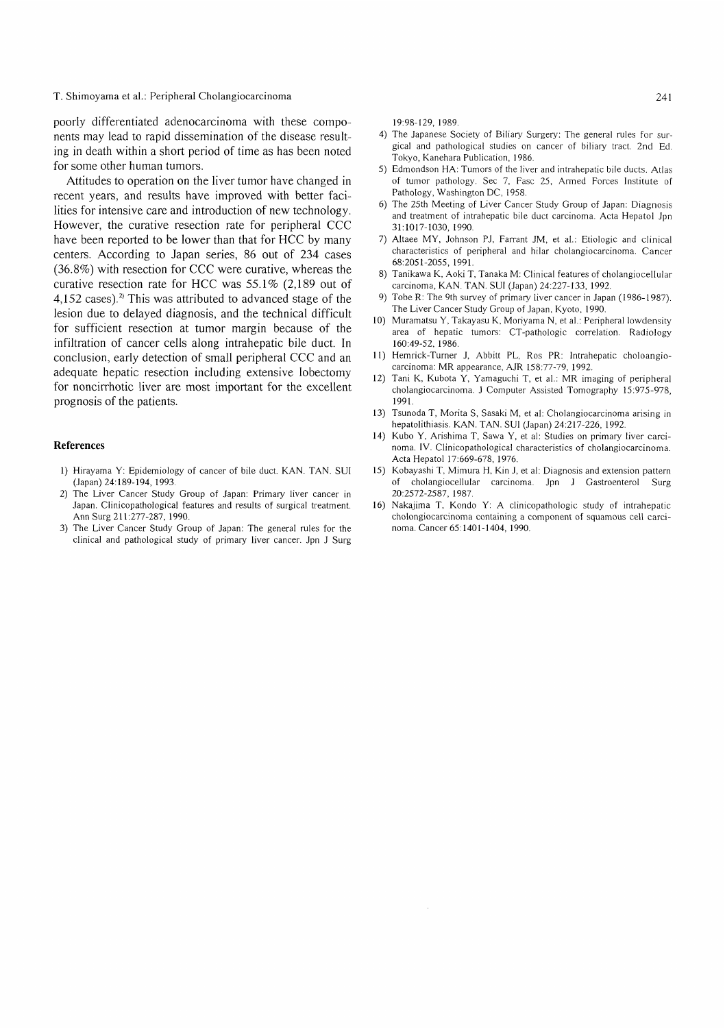poorly differentiated adenocarcinoma with these components may lead to rapid dissemination of the disease resulting in death within a short period of time as has been noted for some other human tumors.

Attitudes to operation on the liver tumor have changed in recent years, and results have improved with better facilities for intensive care and introduction of new technology. However, the curative resection rate for peripheral CCC have been reported to be lower than that for HCC by many centers. According to Japan series, 86 out of 234 cases (36.8%) with resection for CCC were curative, whereas the curative resection rate for HCC was 55.1% (2,189 out of 4,152 cases).[2] This was attributed to advanced stage of the lesion due to delayed diagnosis, and the technical difficult for sufficient resection at tumor margin because of the infiltration of cancer cells along intrahepatic bile duct. In conclusion, early detection of small peripheral CCC and an adequate hepatic resection including extensive lobectomy for noncirrhotic liver are most important for the excellent prognosis of the patients.

## References

1) Hirayama Y: Epidemiology of cancer of bile duct. KAN. TAN. SUI (Japan) 24:189-194, 1993.
2) The Liver Cancer Study Group of Japan: Primary liver cancer in Japan. Clinicopathological features and results of surgical treatment. Ann Surg 211:277-287, 1990.
3) The Liver Cancer Study Group of Japan: The general rules for the clinical and pathological study of primary liver cancer. Jpn J Surg 19:98-129, 1989.
4) The Japanese Society of Biliary Surgery: The general rules for surgical and pathological studies on cancer of biliary tract. 2nd Ed. Tokyo, Kanehara Publication, 1986.
5) Edmondson HA: Tumors of the liver and intrahepatic bile ducts. Atlas of tumor pathology. Sec 7, Fasc 25, Armed Forces Institute of Pathology, Washington DC, 1958.
6) The 25th Meeting of Liver Cancer Study Group of Japan: Diagnosis and treatment of intrahepatic bile duct carcinoma. Acta Hepatol Jpn 31:1017-1030, 1990.
7) Altaee MY, Johnson PJ, Farrant JM, et al.: Etiologic and clinical characteristics of peripheral and hilar cholangiocarcinoma. Cancer 68:2051-2055, 1991.
8) Tanikawa K, Aoki T, Tanaka M: Clinical features of cholangiocellular carcinoma, KAN. TAN. SUI (Japan) 24:227-133, 1992.
9) Tobe R: The 9th survey of primary liver cancer in Japan (1986-1987). The Liver Cancer Study Group of Japan, Kyoto, 1990.
10) Muramatsu Y, Takayasu K, Moriyama N, et al.: Peripheral lowdensity area of hepatic tumors: CT-pathologic correlation. Radiology 160:49-52, 1986.
11) Hemrick-Turner J, Abbitt PL, Ros PR: Intrahepatic choloangiocarcinoma: MR appearance, AJR 158:77-79, 1992.
12) Tani K, Kubota Y, Yamaguchi T, et al.: MR imaging of peripheral cholangiocarcinoma. J Computer Assisted Tomography 15:975-978, 1991.
13) Tsunoda T, Morita S, Sasaki M, et al: Cholangiocarcinoma arising in hepatolithiasis. KAN. TAN. SUI (Japan) 24:217-226, 1992.
14) Kubo Y, Arishima T, Sawa Y, et al: Studies on primary liver carcinoma. IV. Clinicopathological characteristics of cholangiocarcinoma. Acta Hepatol 17:669-678, 1976.
15) Kobayashi T, Mimura H, Kin J, et al: Diagnosis and extension pattern of cholangiocellular carcinoma. Jpn J Gastroenterol Surg 20:2572-2587, 1987.
16) Nakajima T, Kondo Y: A clinicopathologic study of intrahepatic cholongiocarcinoma containing a component of squamous cell carcinoma. Cancer 65:1401-1404, 1990.